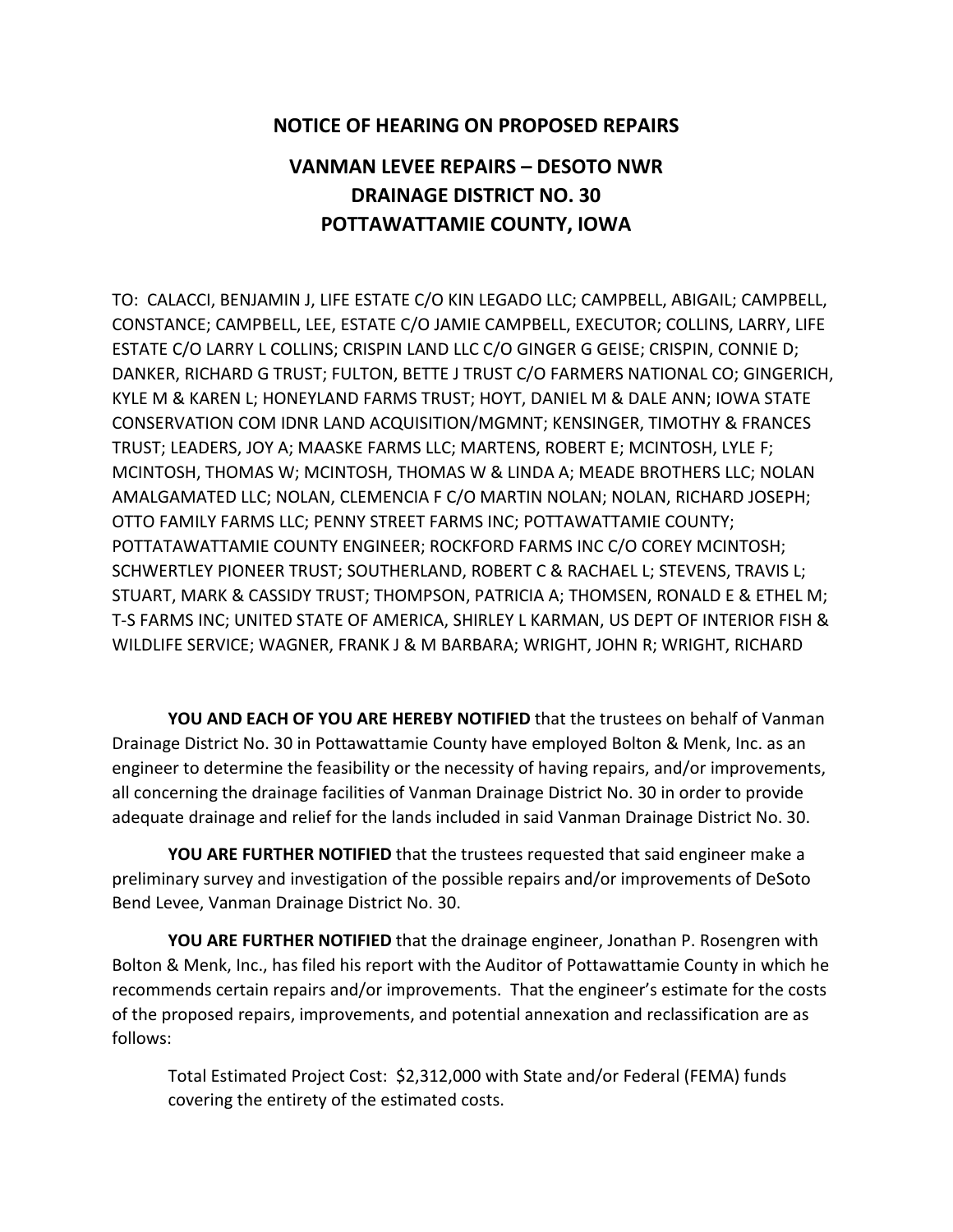# NOTICE OF HEARING ON PROPOSED REPAIRS

## VANMAN LEVEE REPAIRS – DESOTO NWR
## DRAINAGE DISTRICT NO. 30
## POTTAWATTAMIE COUNTY, IOWA

TO: CALACCI, BENJAMIN J, LIFE ESTATE C/O KIN LEGADO LLC; CAMPBELL, ABIGAIL; CAMPBELL, CONSTANCE; CAMPBELL, LEE, ESTATE C/O JAMIE CAMPBELL, EXECUTOR; COLLINS, LARRY, LIFE ESTATE C/O LARRY L COLLINS; CRISPIN LAND LLC C/O GINGER G GEISE; CRISPIN, CONNIE D; DANKER, RICHARD G TRUST; FULTON, BETTE J TRUST C/O FARMERS NATIONAL CO; GINGERICH, KYLE M & KAREN L; HONEYLAND FARMS TRUST; HOYT, DANIEL M & DALE ANN; IOWA STATE CONSERVATION COM IDNR LAND ACQUISITION/MGMNT; KENSINGER, TIMOTHY & FRANCES TRUST; LEADERS, JOY A; MAASKE FARMS LLC; MARTENS, ROBERT E; MCINTOSH, LYLE F; MCINTOSH, THOMAS W; MCINTOSH, THOMAS W & LINDA A; MEADE BROTHERS LLC; NOLAN AMALGAMATED LLC; NOLAN, CLEMENCIA F C/O MARTIN NOLAN; NOLAN, RICHARD JOSEPH; OTTO FAMILY FARMS LLC; PENNY STREET FARMS INC; POTTAWATTAMIE COUNTY; POTTATAWATTAMIE COUNTY ENGINEER; ROCKFORD FARMS INC C/O COREY MCINTOSH; SCHWERTLEY PIONEER TRUST; SOUTHERLAND, ROBERT C & RACHAEL L; STEVENS, TRAVIS L; STUART, MARK & CASSIDY TRUST; THOMPSON, PATRICIA A; THOMSEN, RONALD E & ETHEL M; T-S FARMS INC; UNITED STATE OF AMERICA, SHIRLEY L KARMAN, US DEPT OF INTERIOR FISH & WILDLIFE SERVICE; WAGNER, FRANK J & M BARBARA; WRIGHT, JOHN R; WRIGHT, RICHARD

**YOU AND EACH OF YOU ARE HEREBY NOTIFIED** that the trustees on behalf of Vanman Drainage District No. 30 in Pottawattamie County have employed Bolton & Menk, Inc. as an engineer to determine the feasibility or the necessity of having repairs, and/or improvements, all concerning the drainage facilities of Vanman Drainage District No. 30 in order to provide adequate drainage and relief for the lands included in said Vanman Drainage District No. 30.

**YOU ARE FURTHER NOTIFIED** that the trustees requested that said engineer make a preliminary survey and investigation of the possible repairs and/or improvements of DeSoto Bend Levee, Vanman Drainage District No. 30.

**YOU ARE FURTHER NOTIFIED** that the drainage engineer, Jonathan P. Rosengren with Bolton & Menk, Inc., has filed his report with the Auditor of Pottawattamie County in which he recommends certain repairs and/or improvements. That the engineer's estimate for the costs of the proposed repairs, improvements, and potential annexation and reclassification are as follows:

> Total Estimated Project Cost: $2,312,000 with State and/or Federal (FEMA) funds covering the entirety of the estimated costs.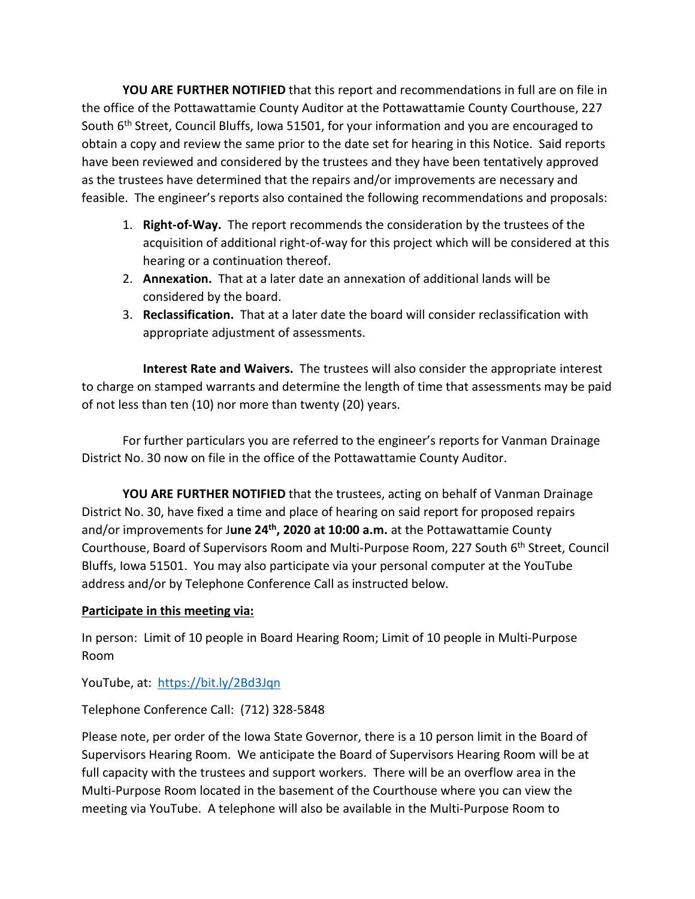**YOU ARE FURTHER NOTIFIED** that this report and recommendations in full are on file in the office of the Pottawattamie County Auditor at the Pottawattamie County Courthouse, 227 South 6th Street, Council Bluffs, Iowa 51501, for your information and you are encouraged to obtain a copy and review the same prior to the date set for hearing in this Notice. Said reports have been reviewed and considered by the trustees and they have been tentatively approved as the trustees have determined that the repairs and/or improvements are necessary and feasible. The engineer's reports also contained the following recommendations and proposals:

1. **Right-of-Way.** The report recommends the consideration by the trustees of the acquisition of additional right-of-way for this project which will be considered at this hearing or a continuation thereof.
2. **Annexation.** That at a later date an annexation of additional lands will be considered by the board.
3. **Reclassification.** That at a later date the board will consider reclassification with appropriate adjustment of assessments.

**Interest Rate and Waivers.** The trustees will also consider the appropriate interest to charge on stamped warrants and determine the length of time that assessments may be paid of not less than ten (10) nor more than twenty (20) years.

For further particulars you are referred to the engineer's reports for Vanman Drainage District No. 30 now on file in the office of the Pottawattamie County Auditor.

**YOU ARE FURTHER NOTIFIED** that the trustees, acting on behalf of Vanman Drainage District No. 30, have fixed a time and place of hearing on said report for proposed repairs and/or improvements for J**une 24th, 2020 at 10:00 a.m.** at the Pottawattamie County Courthouse, Board of Supervisors Room and Multi-Purpose Room, 227 South 6th Street, Council Bluffs, Iowa 51501. You may also participate via your personal computer at the YouTube address and/or by Telephone Conference Call as instructed below.

**Participate in this meeting via:**

In person: Limit of 10 people in Board Hearing Room; Limit of 10 people in Multi-Purpose Room

YouTube, at: https://bit.ly/2Bd3Jqn

Telephone Conference Call: (712) 328-5848

Please note, per order of the Iowa State Governor, there is a 10 person limit in the Board of Supervisors Hearing Room. We anticipate the Board of Supervisors Hearing Room will be at full capacity with the trustees and support workers. There will be an overflow area in the Multi-Purpose Room located in the basement of the Courthouse where you can view the meeting via YouTube. A telephone will also be available in the Multi-Purpose Room to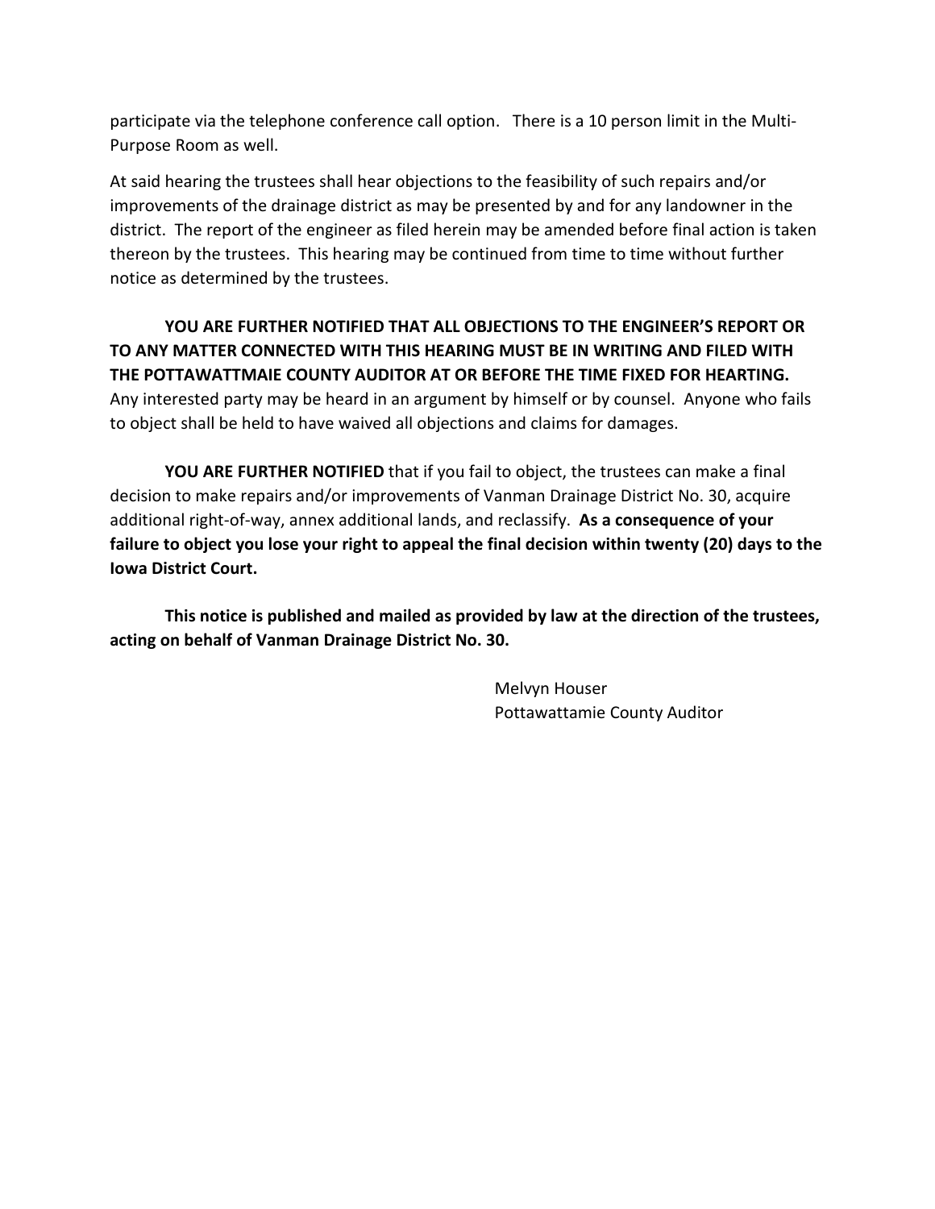participate via the telephone conference call option. There is a 10 person limit in the Multi-Purpose Room as well.

At said hearing the trustees shall hear objections to the feasibility of such repairs and/or improvements of the drainage district as may be presented by and for any landowner in the district. The report of the engineer as filed herein may be amended before final action is taken thereon by the trustees. This hearing may be continued from time to time without further notice as determined by the trustees.

**YOU ARE FURTHER NOTIFIED THAT ALL OBJECTIONS TO THE ENGINEER'S REPORT OR TO ANY MATTER CONNECTED WITH THIS HEARING MUST BE IN WRITING AND FILED WITH THE POTTAWATTMAIE COUNTY AUDITOR AT OR BEFORE THE TIME FIXED FOR HEARTING.** Any interested party may be heard in an argument by himself or by counsel. Anyone who fails to object shall be held to have waived all objections and claims for damages.

**YOU ARE FURTHER NOTIFIED** that if you fail to object, the trustees can make a final decision to make repairs and/or improvements of Vanman Drainage District No. 30, acquire additional right-of-way, annex additional lands, and reclassify. **As a consequence of your failure to object you lose your right to appeal the final decision within twenty (20) days to the Iowa District Court.**

**This notice is published and mailed as provided by law at the direction of the trustees, acting on behalf of Vanman Drainage District No. 30.**

Melvyn Houser
Pottawattamie County Auditor